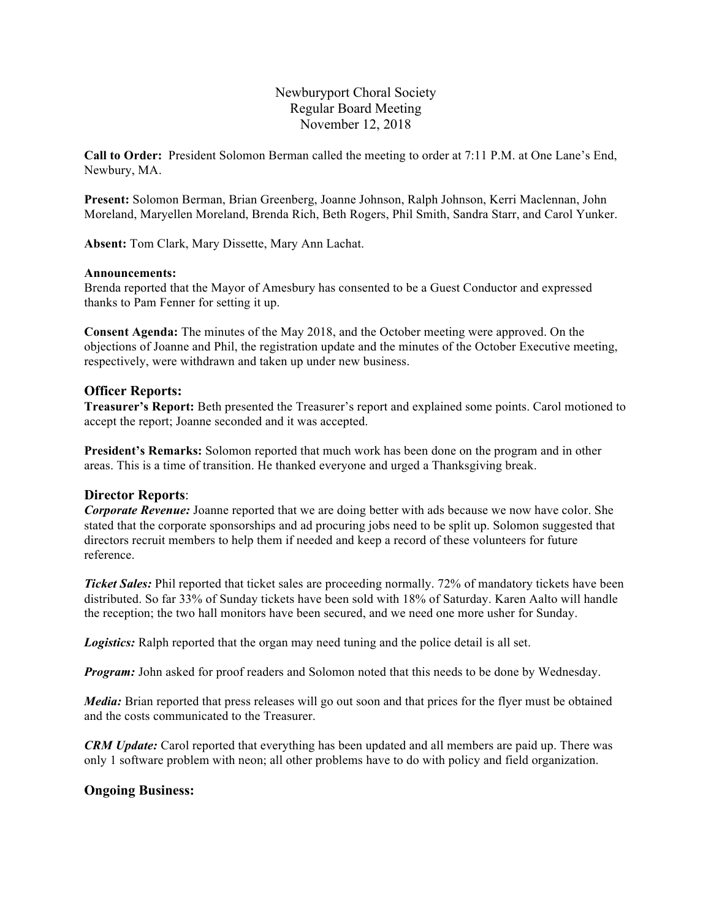# Newburyport Choral Society
## Regular Board Meeting
### November 12, 2018

**Call to Order:** President Solomon Berman called the meeting to order at 7:11 P.M. at One Lane's End, Newbury, MA.

**Present:** Solomon Berman, Brian Greenberg, Joanne Johnson, Ralph Johnson, Kerri Maclennan, John Moreland, Maryellen Moreland, Brenda Rich, Beth Rogers, Phil Smith, Sandra Starr, and Carol Yunker.

**Absent:** Tom Clark, Mary Dissette, Mary Ann Lachat.

**Announcements:**
Brenda reported that the Mayor of Amesbury has consented to be a Guest Conductor and expressed thanks to Pam Fenner for setting it up.

**Consent Agenda:** The minutes of the May 2018, and the October meeting were approved. On the objections of Joanne and Phil, the registration update and the minutes of the October Executive meeting, respectively, were withdrawn and taken up under new business.

## Officer Reports:

**Treasurer's Report:** Beth presented the Treasurer's report and explained some points. Carol motioned to accept the report; Joanne seconded and it was accepted.

**President's Remarks:** Solomon reported that much work has been done on the program and in other areas. This is a time of transition. He thanked everyone and urged a Thanksgiving break.

## Director Reports:

***Corporate Revenue:*** Joanne reported that we are doing better with ads because we now have color. She stated that the corporate sponsorships and ad procuring jobs need to be split up. Solomon suggested that directors recruit members to help them if needed and keep a record of these volunteers for future reference.

***Ticket Sales:*** Phil reported that ticket sales are proceeding normally. 72% of mandatory tickets have been distributed. So far 33% of Sunday tickets have been sold with 18% of Saturday. Karen Aalto will handle the reception; the two hall monitors have been secured, and we need one more usher for Sunday.

***Logistics:*** Ralph reported that the organ may need tuning and the police detail is all set.

***Program:*** John asked for proof readers and Solomon noted that this needs to be done by Wednesday.

***Media:*** Brian reported that press releases will go out soon and that prices for the flyer must be obtained and the costs communicated to the Treasurer.

***CRM Update:*** Carol reported that everything has been updated and all members are paid up. There was only 1 software problem with neon; all other problems have to do with policy and field organization.

## Ongoing Business: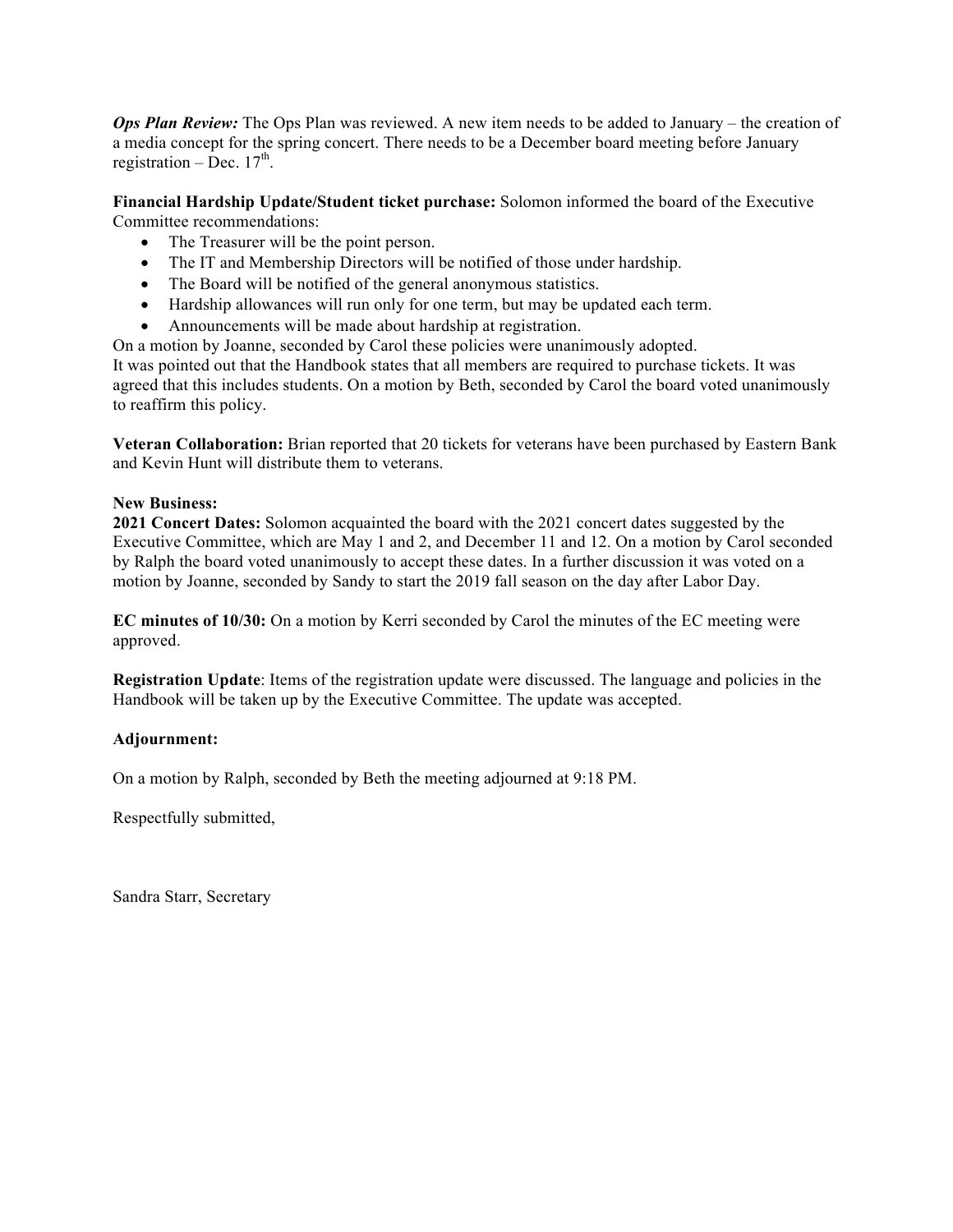***Ops Plan Review:*** The Ops Plan was reviewed. A new item needs to be added to January – the creation of a media concept for the spring concert. There needs to be a December board meeting before January registration – Dec. $17^{th}$.

**Financial Hardship Update/Student ticket purchase:** Solomon informed the board of the Executive Committee recommendations:

- The Treasurer will be the point person.
- The IT and Membership Directors will be notified of those under hardship.
- The Board will be notified of the general anonymous statistics.
- Hardship allowances will run only for one term, but may be updated each term.
- Announcements will be made about hardship at registration.

On a motion by Joanne, seconded by Carol these policies were unanimously adopted.
It was pointed out that the Handbook states that all members are required to purchase tickets. It was agreed that this includes students. On a motion by Beth, seconded by Carol the board voted unanimously to reaffirm this policy.

**Veteran Collaboration:** Brian reported that 20 tickets for veterans have been purchased by Eastern Bank and Kevin Hunt will distribute them to veterans.

**New Business:**
**2021 Concert Dates:** Solomon acquainted the board with the 2021 concert dates suggested by the Executive Committee, which are May 1 and 2, and December 11 and 12. On a motion by Carol seconded by Ralph the board voted unanimously to accept these dates. In a further discussion it was voted on a motion by Joanne, seconded by Sandy to start the 2019 fall season on the day after Labor Day.

**EC minutes of 10/30:** On a motion by Kerri seconded by Carol the minutes of the EC meeting were approved.

**Registration Update**: Items of the registration update were discussed. The language and policies in the Handbook will be taken up by the Executive Committee. The update was accepted.

**Adjournment:**

On a motion by Ralph, seconded by Beth the meeting adjourned at 9:18 PM.

Respectfully submitted,

Sandra Starr, Secretary